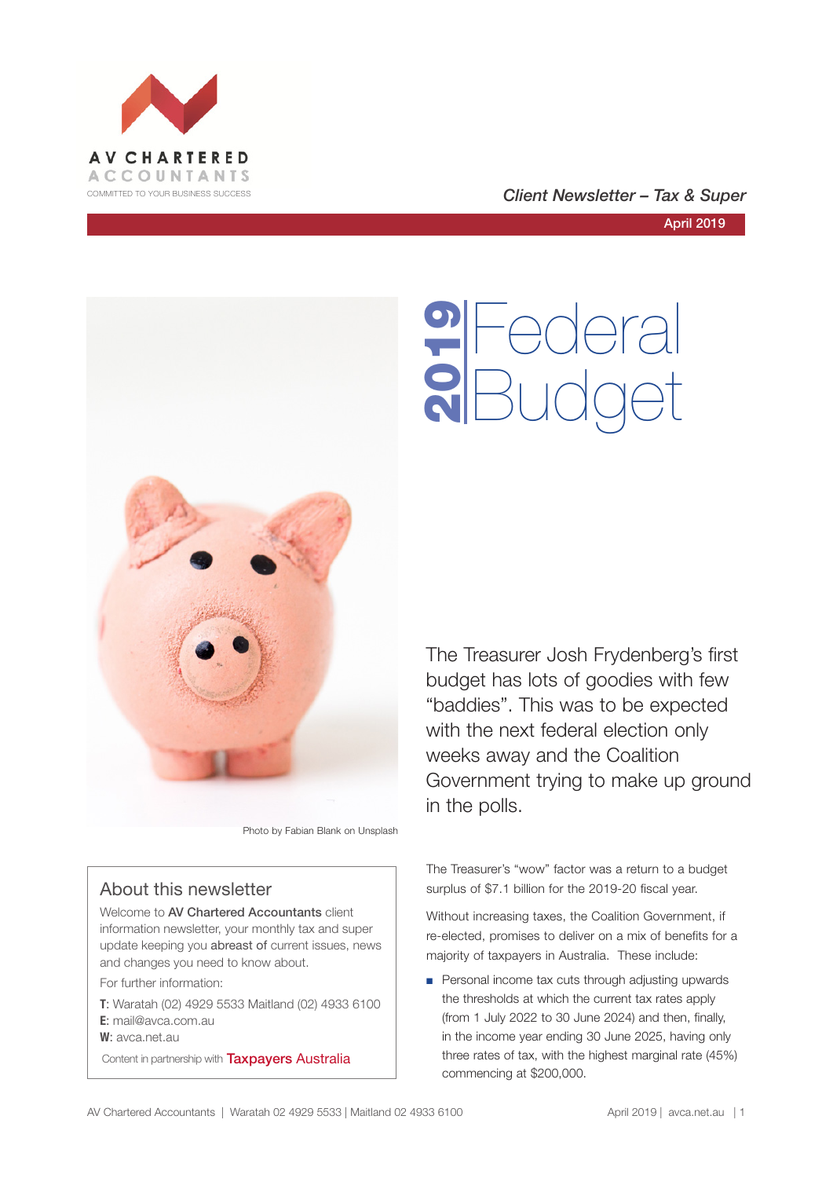AV CHARTERED ACCOUNTANTS

COMMITTED TO YOUR BUSINESS SUCCESS

*Client Newsletter – Tax & Super*

April 2019

# 2019 Federal Budget

Photo by Fabian Blank on Unsplash

The Treasurer Josh Frydenberg's first budget has lots of goodies with few "baddies". This was to be expected with the next federal election only weeks away and the Coalition Government trying to make up ground in the polls.

The Treasurer's "wow" factor was a return to a budget surplus of $7.1 billion for the 2019-20 fiscal year.

Without increasing taxes, the Coalition Government, if re-elected, promises to deliver on a mix of benefits for a majority of taxpayers in Australia. These include:

- Personal income tax cuts through adjusting upwards the thresholds at which the current tax rates apply (from 1 July 2022 to 30 June 2024) and then, finally, in the income year ending 30 June 2025, having only three rates of tax, with the highest marginal rate (45%) commencing at $200,000.

## About this newsletter

Welcome to **AV Chartered Accountants** client information newsletter, your monthly tax and super update keeping you **abreast of** current issues, news and changes you need to know about.

For further information:

**T**: Waratah (02) 4929 5533 Maitland (02) 4933 6100
**E**: mail@avca.com.au
**W**: avca.net.au

Content in partnership with **Taxpayers Australia**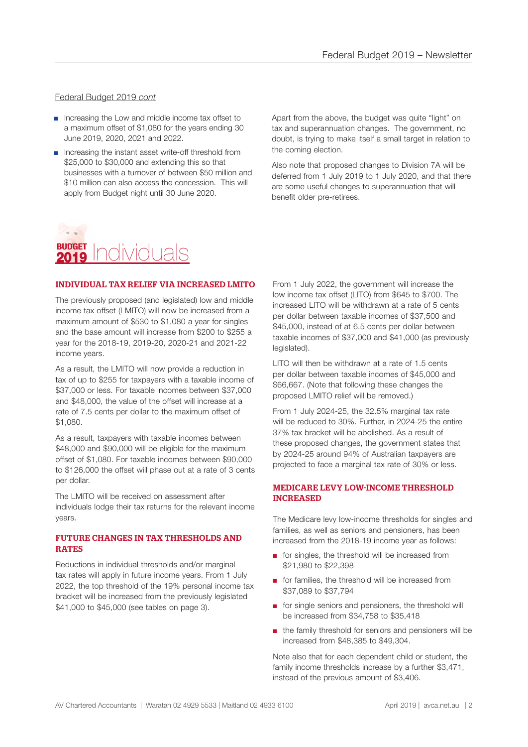Federal Budget 2019 *cont*

- Increasing the Low and middle income tax offset to a maximum offset of $1,080 for the years ending 30 June 2019, 2020, 2021 and 2022.
- Increasing the instant asset write-off threshold from $25,000 to $30,000 and extending this so that businesses with a turnover of between $50 million and $10 million can also access the concession. This will apply from Budget night until 30 June 2020.

Apart from the above, the budget was quite "light" on tax and superannuation changes. The government, no doubt, is trying to make itself a small target in relation to the coming election.

Also note that proposed changes to Division 7A will be deferred from 1 July 2019 to 1 July 2020, and that there are some useful changes to superannuation that will benefit older pre-retirees.

# BUDGET 2019 Individuals

## INDIVIDUAL TAX RELIEF VIA INCREASED LMITO

The previously proposed (and legislated) low and middle income tax offset (LMITO) will now be increased from a maximum amount of $530 to $1,080 a year for singles and the base amount will increase from $200 to $255 a year for the 2018-19, 2019-20, 2020-21 and 2021-22 income years.

As a result, the LMITO will now provide a reduction in tax of up to $255 for taxpayers with a taxable income of $37,000 or less. For taxable incomes between $37,000 and $48,000, the value of the offset will increase at a rate of 7.5 cents per dollar to the maximum offset of $1,080.

As a result, taxpayers with taxable incomes between $48,000 and $90,000 will be eligible for the maximum offset of $1,080. For taxable incomes between $90,000 to $126,000 the offset will phase out at a rate of 3 cents per dollar.

The LMITO will be received on assessment after individuals lodge their tax returns for the relevant income years.

## FUTURE CHANGES IN TAX THRESHOLDS AND RATES

Reductions in individual thresholds and/or marginal tax rates will apply in future income years. From 1 July 2022, the top threshold of the 19% personal income tax bracket will be increased from the previously legislated $41,000 to $45,000 (see tables on page 3).

From 1 July 2022, the government will increase the low income tax offset (LITO) from $645 to $700. The increased LITO will be withdrawn at a rate of 5 cents per dollar between taxable incomes of $37,500 and $45,000, instead of at 6.5 cents per dollar between taxable incomes of $37,000 and $41,000 (as previously legislated).

LITO will then be withdrawn at a rate of 1.5 cents per dollar between taxable incomes of $45,000 and $66,667. (Note that following these changes the proposed LMITO relief will be removed.)

From 1 July 2024-25, the 32.5% marginal tax rate will be reduced to 30%. Further, in 2024-25 the entire 37% tax bracket will be abolished. As a result of these proposed changes, the government states that by 2024-25 around 94% of Australian taxpayers are projected to face a marginal tax rate of 30% or less.

## MEDICARE LEVY LOW-INCOME THRESHOLD INCREASED

The Medicare levy low-income thresholds for singles and families, as well as seniors and pensioners, has been increased from the 2018-19 income year as follows:

- for singles, the threshold will be increased from $21,980 to $22,398
- for families, the threshold will be increased from $37,089 to $37,794
- for single seniors and pensioners, the threshold will be increased from $34,758 to $35,418
- the family threshold for seniors and pensioners will be increased from $48,385 to $49,304.

Note also that for each dependent child or student, the family income thresholds increase by a further $3,471, instead of the previous amount of $3,406.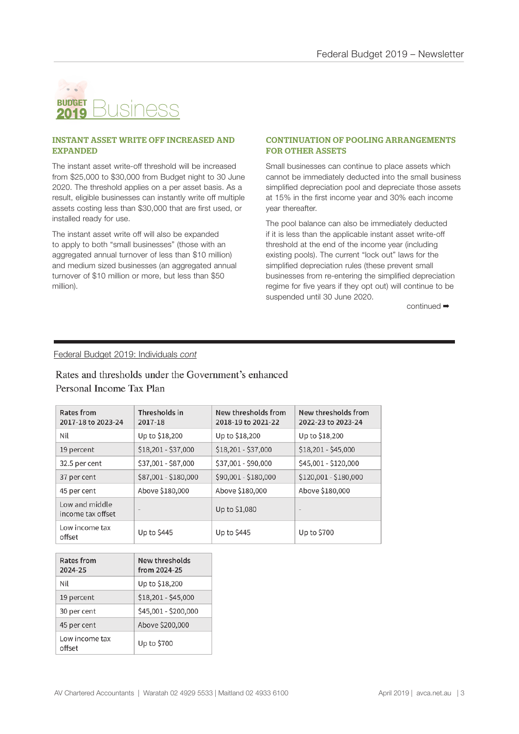# BUDGET 2019 Business

## INSTANT ASSET WRITE OFF INCREASED AND EXPANDED

The instant asset write-off threshold will be increased from $25,000 to $30,000 from Budget night to 30 June 2020. The threshold applies on a per asset basis. As a result, eligible businesses can instantly write off multiple assets costing less than $30,000 that are first used, or installed ready for use.

The instant asset write off will also be expanded to apply to both "small businesses" (those with an aggregated annual turnover of less than $10 million) and medium sized businesses (an aggregated annual turnover of $10 million or more, but less than $50 million).

## CONTINUATION OF POOLING ARRANGEMENTS FOR OTHER ASSETS

Small businesses can continue to place assets which cannot be immediately deducted into the small business simplified depreciation pool and depreciate those assets at 15% in the first income year and 30% each income year thereafter.

The pool balance can also be immediately deducted if it is less than the applicable instant asset write-off threshold at the end of the income year (including existing pools). The current "lock out" laws for the simplified depreciation rules (these prevent small businesses from re-entering the simplified depreciation regime for five years if they opt out) will continue to be suspended until 30 June 2020.

continued ➡

---

Federal Budget 2019: Individuals *cont*

### Rates and thresholds under the Government's enhanced Personal Income Tax Plan

| Rates from 2017-18 to 2023-24 | Thresholds in 2017-18 | New thresholds from 2018-19 to 2021-22 | New thresholds from 2022-23 to 2023-24 |
|---|---|---|---|
| Nil | Up to $18,200 | Up to $18,200 | Up to $18,200 |
| 19 percent | $18,201 - $37,000 | $18,201 - $37,000 | $18,201 - $45,000 |
| 32.5 per cent | $37,001 - $87,000 | $37,001 - $90,000 | $45,001 - $120,000 |
| 37 per cent | $87,001 - $180,000 | $90,001 - $180,000 | $120,001 - $180,000 |
| 45 per cent | Above $180,000 | Above $180,000 | Above $180,000 |
| Low and middle income tax offset | - | Up to $1,080 | - |
| Low income tax offset | Up to $445 | Up to $445 | Up to $700 |

| Rates from 2024-25 | New thresholds from 2024-25 |
|---|---|
| Nil | Up to $18,200 |
| 19 percent | $18,201 - $45,000 |
| 30 per cent | $45,001 - $200,000 |
| 45 per cent | Above $200,000 |
| Low income tax offset | Up to $700 |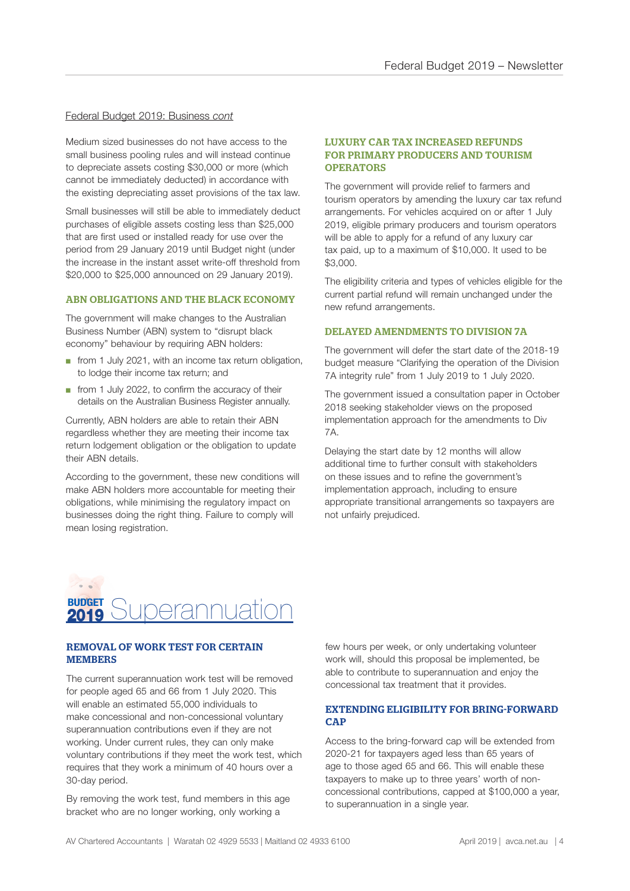Federal Budget 2019: Business *cont*

Medium sized businesses do not have access to the small business pooling rules and will instead continue to depreciate assets costing $30,000 or more (which cannot be immediately deducted) in accordance with the existing depreciating asset provisions of the tax law.

Small businesses will still be able to immediately deduct purchases of eligible assets costing less than $25,000 that are first used or installed ready for use over the period from 29 January 2019 until Budget night (under the increase in the instant asset write-off threshold from $20,000 to $25,000 announced on 29 January 2019).

### ABN OBLIGATIONS AND THE BLACK ECONOMY

The government will make changes to the Australian Business Number (ABN) system to "disrupt black economy" behaviour by requiring ABN holders:

- from 1 July 2021, with an income tax return obligation, to lodge their income tax return; and
- from 1 July 2022, to confirm the accuracy of their details on the Australian Business Register annually.

Currently, ABN holders are able to retain their ABN regardless whether they are meeting their income tax return lodgement obligation or the obligation to update their ABN details.

According to the government, these new conditions will make ABN holders more accountable for meeting their obligations, while minimising the regulatory impact on businesses doing the right thing. Failure to comply will mean losing registration.

### LUXURY CAR TAX INCREASED REFUNDS FOR PRIMARY PRODUCERS AND TOURISM OPERATORS

The government will provide relief to farmers and tourism operators by amending the luxury car tax refund arrangements. For vehicles acquired on or after 1 July 2019, eligible primary producers and tourism operators will be able to apply for a refund of any luxury car tax paid, up to a maximum of $10,000. It used to be $3,000.

The eligibility criteria and types of vehicles eligible for the current partial refund will remain unchanged under the new refund arrangements.

### DELAYED AMENDMENTS TO DIVISION 7A

The government will defer the start date of the 2018-19 budget measure "Clarifying the operation of the Division 7A integrity rule" from 1 July 2019 to 1 July 2020.

The government issued a consultation paper in October 2018 seeking stakeholder views on the proposed implementation approach for the amendments to Div 7A.

Delaying the start date by 12 months will allow additional time to further consult with stakeholders on these issues and to refine the government's implementation approach, including to ensure appropriate transitional arrangements so taxpayers are not unfairly prejudiced.

## BUDGET 2019 Superannuation

### REMOVAL OF WORK TEST FOR CERTAIN MEMBERS

The current superannuation work test will be removed for people aged 65 and 66 from 1 July 2020. This will enable an estimated 55,000 individuals to make concessional and non-concessional voluntary superannuation contributions even if they are not working. Under current rules, they can only make voluntary contributions if they meet the work test, which requires that they work a minimum of 40 hours over a 30-day period.

By removing the work test, fund members in this age bracket who are no longer working, only working a few hours per week, or only undertaking volunteer work will, should this proposal be implemented, be able to contribute to superannuation and enjoy the concessional tax treatment that it provides.

### EXTENDING ELIGIBILITY FOR BRING-FORWARD CAP

Access to the bring-forward cap will be extended from 2020-21 for taxpayers aged less than 65 years of age to those aged 65 and 66. This will enable these taxpayers to make up to three years' worth of non-concessional contributions, capped at $100,000 a year, to superannuation in a single year.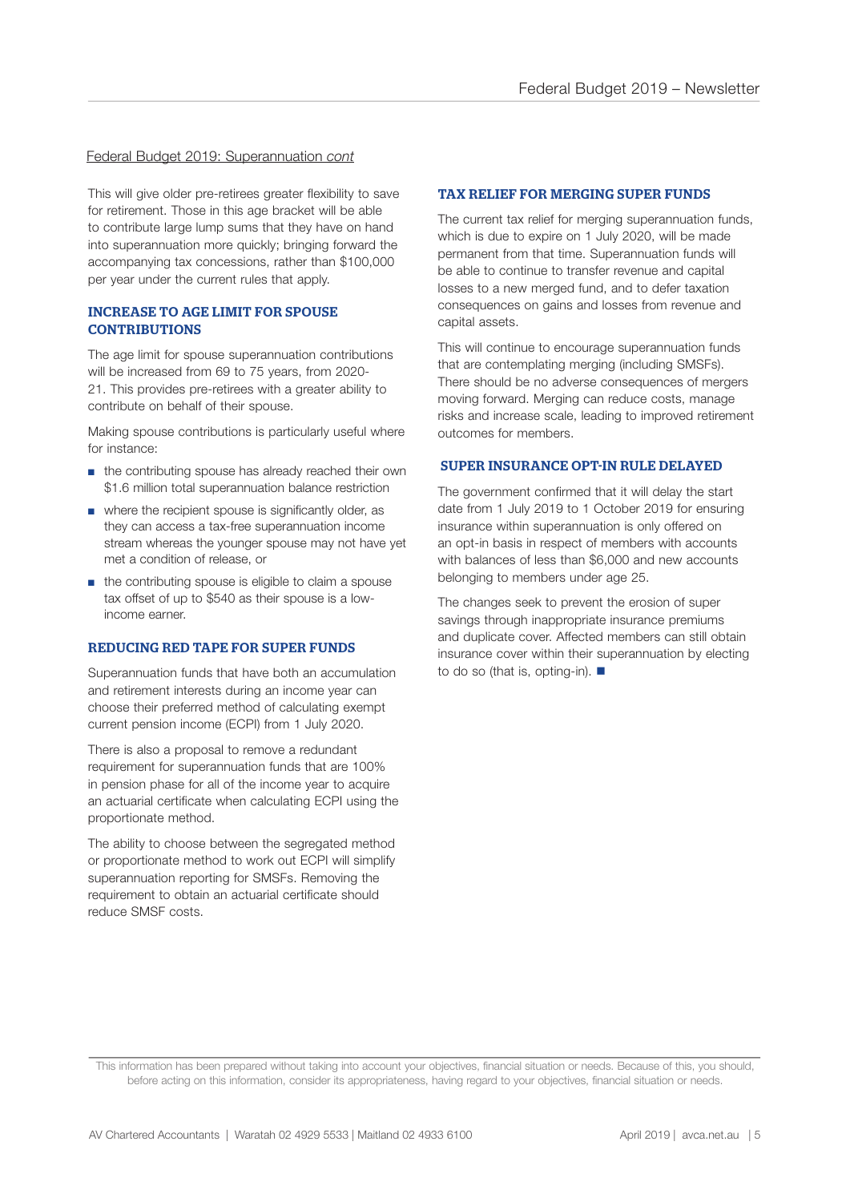Federal Budget 2019: Superannuation *cont*

This will give older pre-retirees greater flexibility to save for retirement. Those in this age bracket will be able to contribute large lump sums that they have on hand into superannuation more quickly; bringing forward the accompanying tax concessions, rather than $100,000 per year under the current rules that apply.

## INCREASE TO AGE LIMIT FOR SPOUSE CONTRIBUTIONS

The age limit for spouse superannuation contributions will be increased from 69 to 75 years, from 2020-21. This provides pre-retirees with a greater ability to contribute on behalf of their spouse.

Making spouse contributions is particularly useful where for instance:

- the contributing spouse has already reached their own $1.6 million total superannuation balance restriction
- where the recipient spouse is significantly older, as they can access a tax-free superannuation income stream whereas the younger spouse may not have yet met a condition of release, or
- the contributing spouse is eligible to claim a spouse tax offset of up to $540 as their spouse is a low-income earner.

## REDUCING RED TAPE FOR SUPER FUNDS

Superannuation funds that have both an accumulation and retirement interests during an income year can choose their preferred method of calculating exempt current pension income (ECPI) from 1 July 2020.

There is also a proposal to remove a redundant requirement for superannuation funds that are 100% in pension phase for all of the income year to acquire an actuarial certificate when calculating ECPI using the proportionate method.

The ability to choose between the segregated method or proportionate method to work out ECPI will simplify superannuation reporting for SMSFs. Removing the requirement to obtain an actuarial certificate should reduce SMSF costs.

## TAX RELIEF FOR MERGING SUPER FUNDS

The current tax relief for merging superannuation funds, which is due to expire on 1 July 2020, will be made permanent from that time. Superannuation funds will be able to continue to transfer revenue and capital losses to a new merged fund, and to defer taxation consequences on gains and losses from revenue and capital assets.

This will continue to encourage superannuation funds that are contemplating merging (including SMSFs). There should be no adverse consequences of mergers moving forward. Merging can reduce costs, manage risks and increase scale, leading to improved retirement outcomes for members.

## SUPER INSURANCE OPT-IN RULE DELAYED

The government confirmed that it will delay the start date from 1 July 2019 to 1 October 2019 for ensuring insurance within superannuation is only offered on an opt-in basis in respect of members with accounts with balances of less than $6,000 and new accounts belonging to members under age 25.

The changes seek to prevent the erosion of super savings through inappropriate insurance premiums and duplicate cover. Affected members can still obtain insurance cover within their superannuation by electing to do so (that is, opting-in). ■

This information has been prepared without taking into account your objectives, financial situation or needs. Because of this, you should, before acting on this information, consider its appropriateness, having regard to your objectives, financial situation or needs.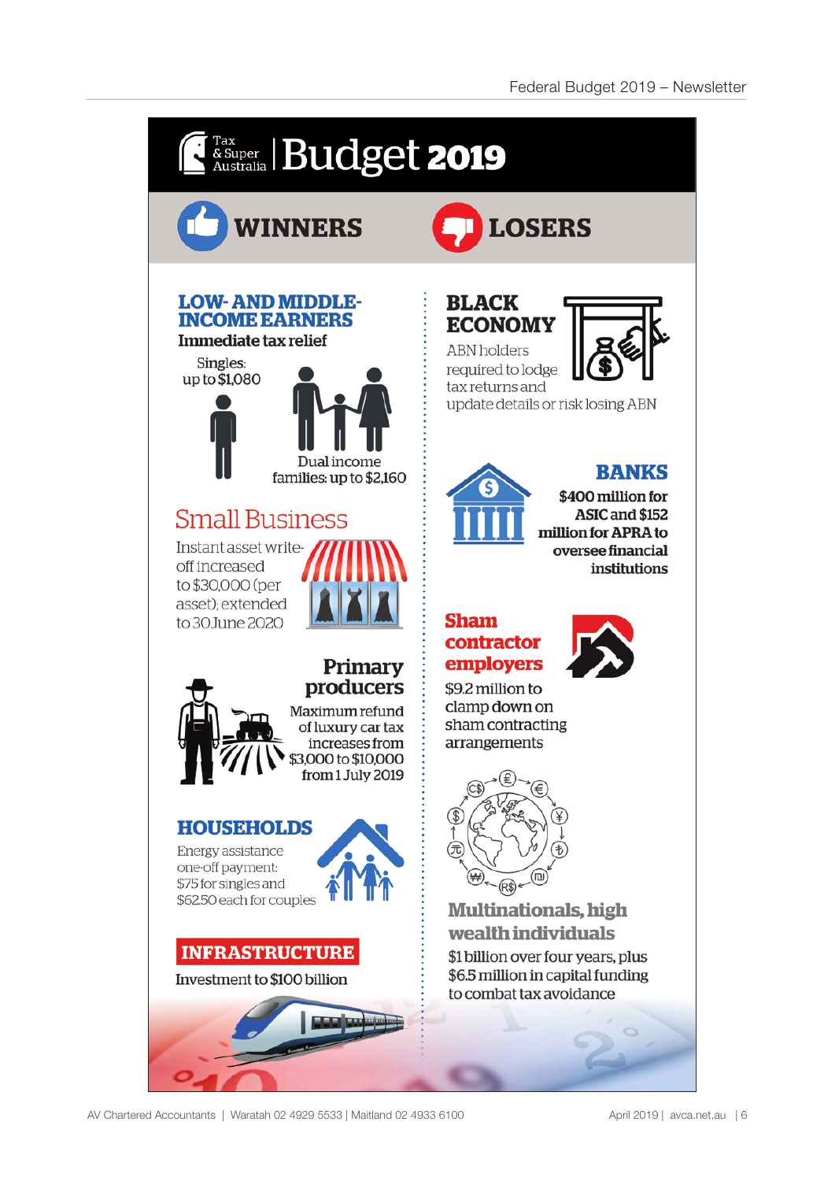# Tax & Super Australia | Budget 2019

## WINNERS

### LOW- AND MIDDLE-INCOME EARNERS

**Immediate tax relief**

Singles: up to $1,080

Dual income families: up to $2,160

### Small Business

Instant asset write-off increased to $30,000 (per asset); extended to 30 June 2020

### Primary producers

Maximum refund of luxury car tax increases from $3,000 to $10,000 from 1 July 2019

### HOUSEHOLDS

Energy assistance one-off payment: $75 for singles and $62.50 each for couples

### INFRASTRUCTURE

Investment to $100 billion

## LOSERS

### BLACK ECONOMY

ABN holders required to lodge tax returns and update details or risk losing ABN

### BANKS

**$400 million for ASIC and $152 million for APRA to oversee financial institutions**

### Sham contractor employers

$9.2 million to clamp down on sham contracting arrangements

### Multinationals, high wealth individuals

$1 billion over four years, plus $6.5 million in capital funding to combat tax avoidance